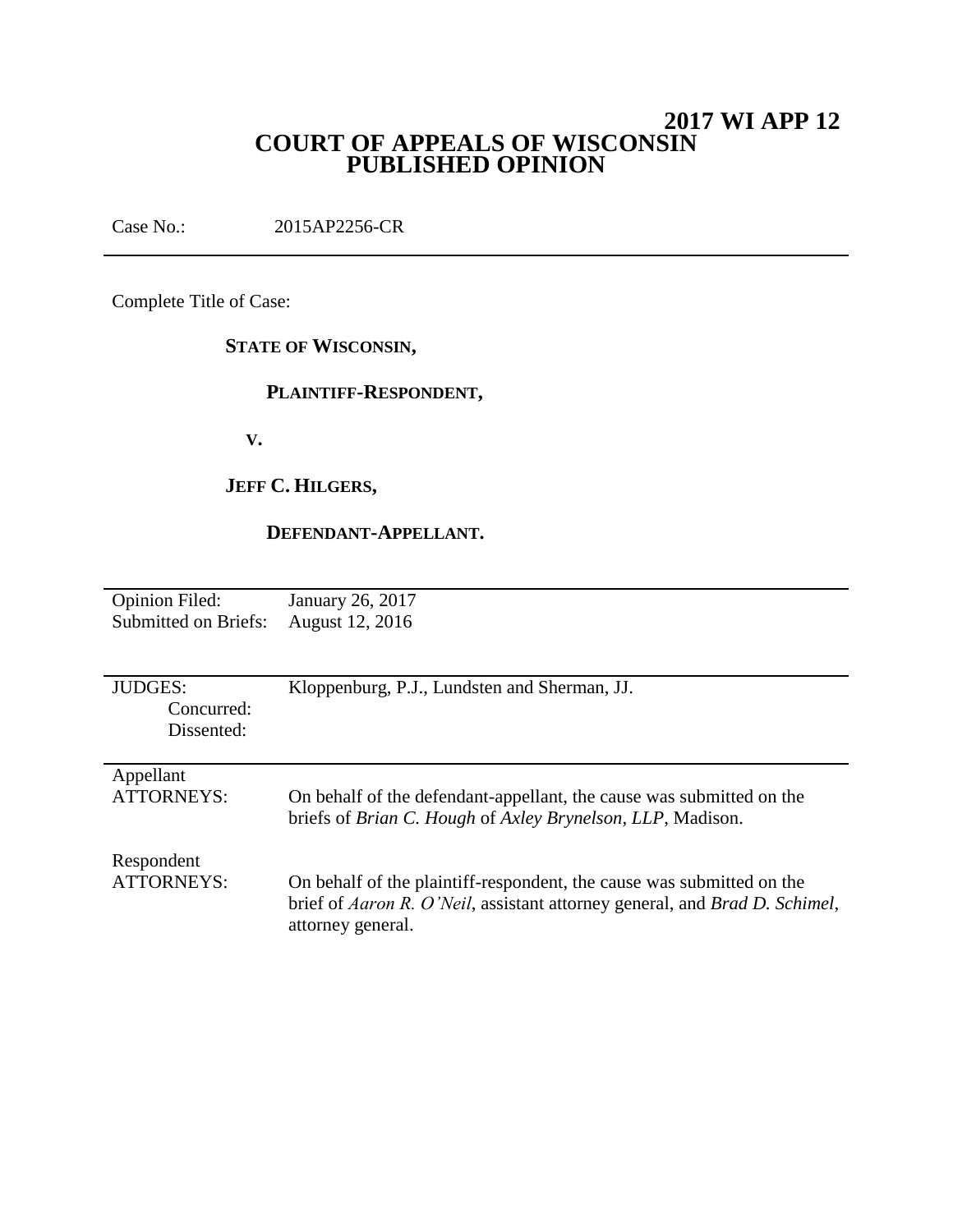# 2017 WI APP 12
# COURT OF APPEALS OF WISCONSIN
# PUBLISHED OPINION

Case No.: 2015AP2256-CR

---

Complete Title of Case:

**STATE OF WISCONSIN,**

**PLAINTIFF-RESPONDENT,**

**V.**

**JEFF C. HILGERS,**

**DEFENDANT-APPELLANT.**

---

| | |
|---|---|
| Opinion Filed: | January 26, 2017 |
| Submitted on Briefs: | August 12, 2016 |

---

| | |
|---|---|
| JUDGES: | Kloppenburg, P.J., Lundsten and Sherman, JJ. |
| Concurred: | |
| Dissented: | |

---

| | |
|---|---|
| Appellant ATTORNEYS: | On behalf of the defendant-appellant, the cause was submitted on the briefs of *Brian C. Hough* of *Axley Brynelson, LLP*, Madison. |
| Respondent ATTORNEYS: | On behalf of the plaintiff-respondent, the cause was submitted on the brief of *Aaron R. O'Neil*, assistant attorney general, and *Brad D. Schimel*, attorney general. |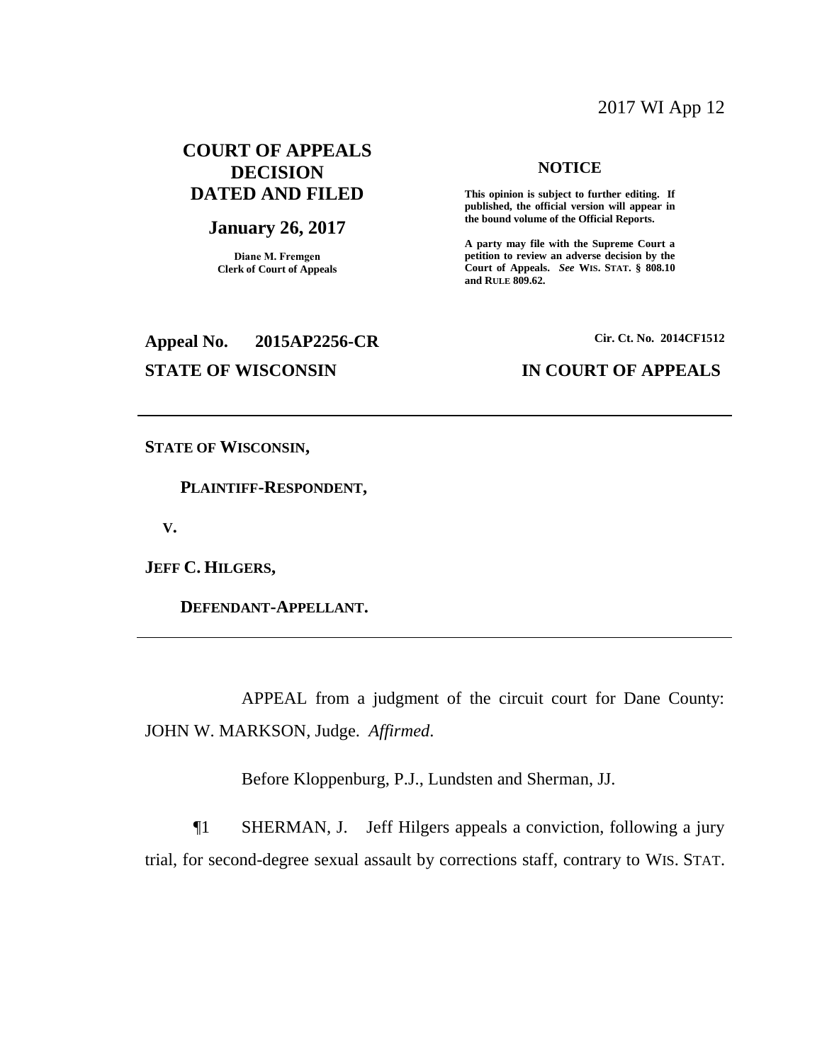2017 WI App 12

**COURT OF APPEALS DECISION DATED AND FILED**

**January 26, 2017**

**Diane M. Fremgen**
**Clerk of Court of Appeals**

**NOTICE**

**This opinion is subject to further editing. If published, the official version will appear in the bound volume of the Official Reports.**

**A party may file with the Supreme Court a petition to review an adverse decision by the Court of Appeals.** ***See*** **WIS. STAT. § 808.10 and RULE 809.62.**

**Appeal No. 2015AP2256-CR** **Cir. Ct. No. 2014CF1512**

**STATE OF WISCONSIN** **IN COURT OF APPEALS**

---

**STATE OF WISCONSIN,**

**PLAINTIFF-RESPONDENT,**

**V.**

**JEFF C. HILGERS,**

**DEFENDANT-APPELLANT.**

---

APPEAL from a judgment of the circuit court for Dane County: JOHN W. MARKSON, Judge. *Affirmed*.

Before Kloppenburg, P.J., Lundsten and Sherman, JJ.

¶1 SHERMAN, J. Jeff Hilgers appeals a conviction, following a jury trial, for second-degree sexual assault by corrections staff, contrary to WIS. STAT.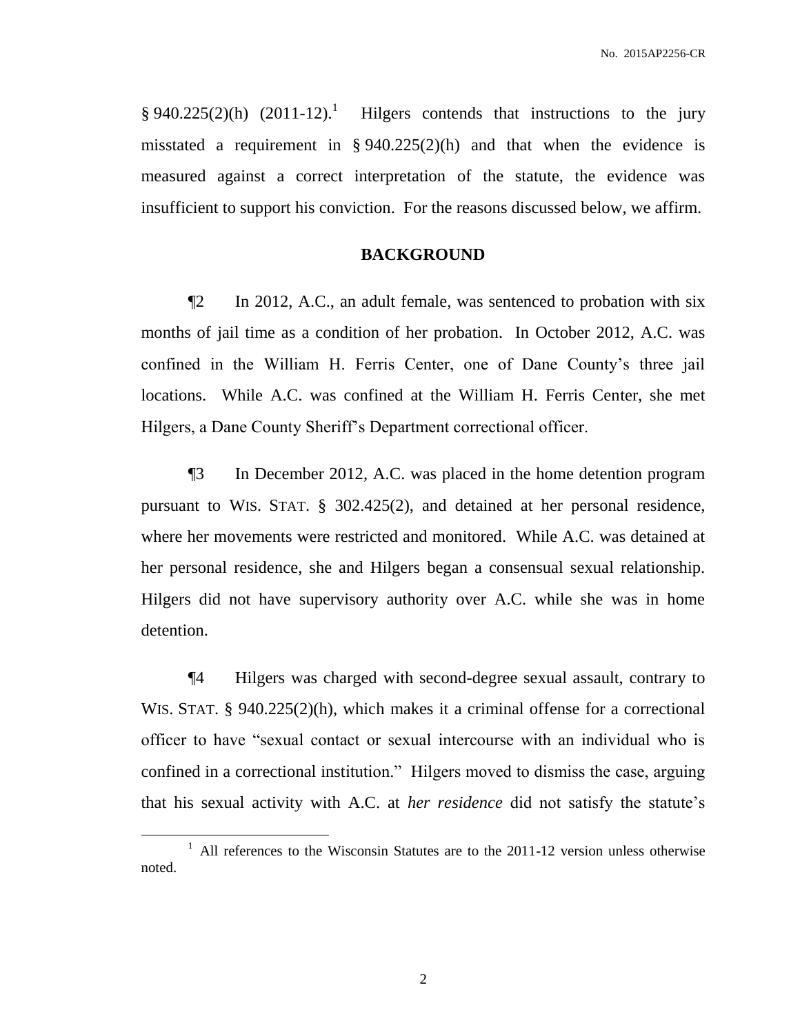§ 940.225(2)(h) (2011-12).[1] Hilgers contends that instructions to the jury misstated a requirement in § 940.225(2)(h) and that when the evidence is measured against a correct interpretation of the statute, the evidence was insufficient to support his conviction. For the reasons discussed below, we affirm.

## BACKGROUND

¶2 In 2012, A.C., an adult female, was sentenced to probation with six months of jail time as a condition of her probation. In October 2012, A.C. was confined in the William H. Ferris Center, one of Dane County's three jail locations. While A.C. was confined at the William H. Ferris Center, she met Hilgers, a Dane County Sheriff's Department correctional officer.

¶3 In December 2012, A.C. was placed in the home detention program pursuant to WIS. STAT. § 302.425(2), and detained at her personal residence, where her movements were restricted and monitored. While A.C. was detained at her personal residence, she and Hilgers began a consensual sexual relationship. Hilgers did not have supervisory authority over A.C. while she was in home detention.

¶4 Hilgers was charged with second-degree sexual assault, contrary to WIS. STAT. § 940.225(2)(h), which makes it a criminal offense for a correctional officer to have "sexual contact or sexual intercourse with an individual who is confined in a correctional institution." Hilgers moved to dismiss the case, arguing that his sexual activity with A.C. at *her residence* did not satisfy the statute's

[1] All references to the Wisconsin Statutes are to the 2011-12 version unless otherwise noted.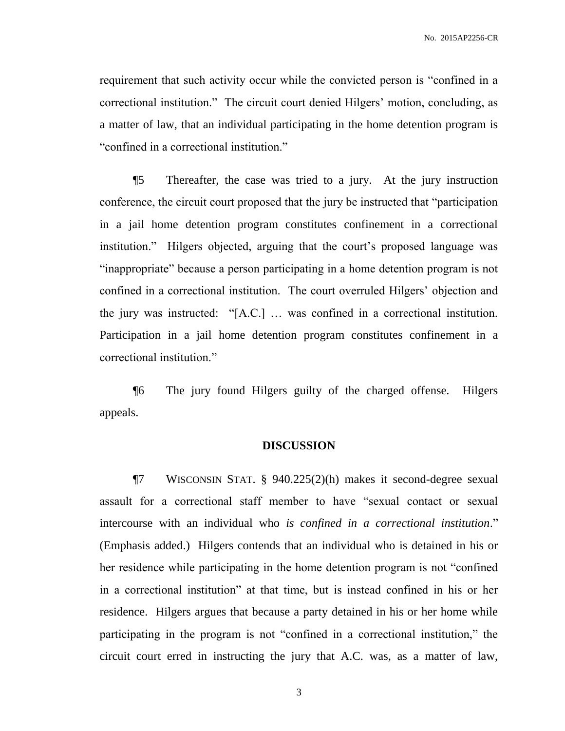requirement that such activity occur while the convicted person is "confined in a correctional institution." The circuit court denied Hilgers' motion, concluding, as a matter of law, that an individual participating in the home detention program is "confined in a correctional institution."

¶5 Thereafter, the case was tried to a jury. At the jury instruction conference, the circuit court proposed that the jury be instructed that "participation in a jail home detention program constitutes confinement in a correctional institution." Hilgers objected, arguing that the court's proposed language was "inappropriate" because a person participating in a home detention program is not confined in a correctional institution. The court overruled Hilgers' objection and the jury was instructed: "[A.C.] … was confined in a correctional institution. Participation in a jail home detention program constitutes confinement in a correctional institution."

¶6 The jury found Hilgers guilty of the charged offense. Hilgers appeals.

## DISCUSSION

¶7 WISCONSIN STAT. § 940.225(2)(h) makes it second-degree sexual assault for a correctional staff member to have "sexual contact or sexual intercourse with an individual who *is confined in a correctional institution*." (Emphasis added.) Hilgers contends that an individual who is detained in his or her residence while participating in the home detention program is not "confined in a correctional institution" at that time, but is instead confined in his or her residence. Hilgers argues that because a party detained in his or her home while participating in the program is not "confined in a correctional institution," the circuit court erred in instructing the jury that A.C. was, as a matter of law,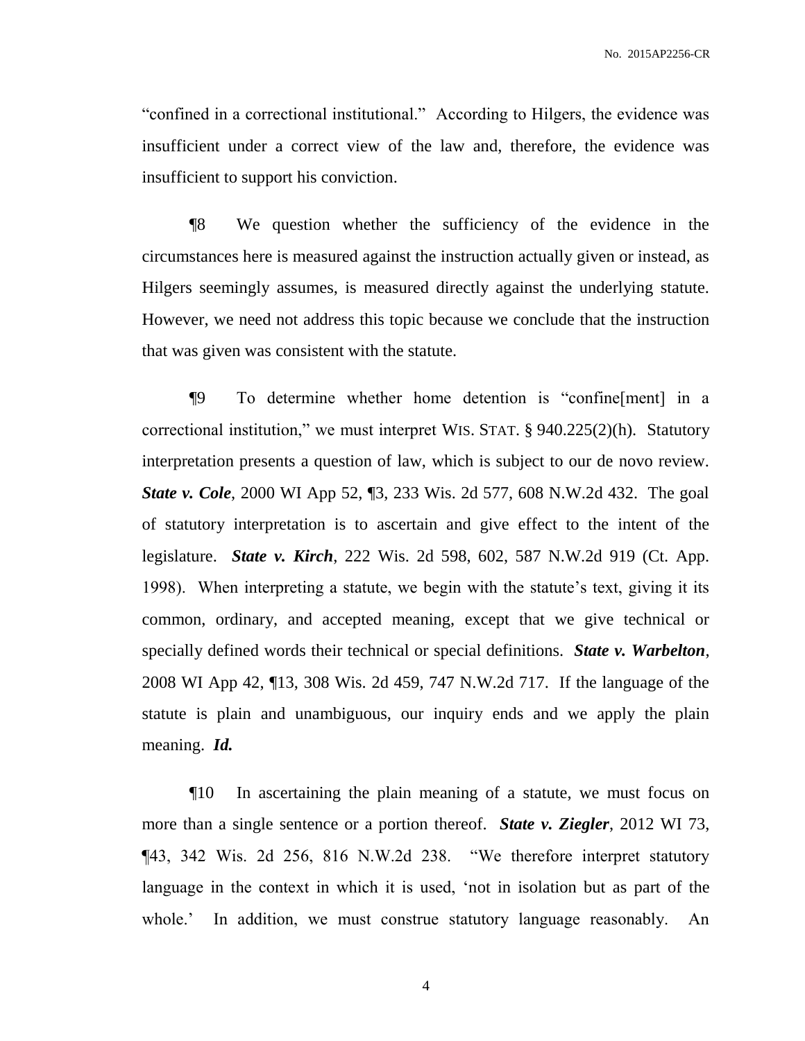"confined in a correctional institutional." According to Hilgers, the evidence was insufficient under a correct view of the law and, therefore, the evidence was insufficient to support his conviction.

¶8 We question whether the sufficiency of the evidence in the circumstances here is measured against the instruction actually given or instead, as Hilgers seemingly assumes, is measured directly against the underlying statute. However, we need not address this topic because we conclude that the instruction that was given was consistent with the statute.

¶9 To determine whether home detention is "confine[ment] in a correctional institution," we must interpret WIS. STAT. § 940.225(2)(h). Statutory interpretation presents a question of law, which is subject to our de novo review. ***State v. Cole***, 2000 WI App 52, ¶3, 233 Wis. 2d 577, 608 N.W.2d 432. The goal of statutory interpretation is to ascertain and give effect to the intent of the legislature. ***State v. Kirch***, 222 Wis. 2d 598, 602, 587 N.W.2d 919 (Ct. App. 1998). When interpreting a statute, we begin with the statute's text, giving it its common, ordinary, and accepted meaning, except that we give technical or specially defined words their technical or special definitions. ***State v. Warbelton***, 2008 WI App 42, ¶13, 308 Wis. 2d 459, 747 N.W.2d 717. If the language of the statute is plain and unambiguous, our inquiry ends and we apply the plain meaning. ***Id.***

¶10 In ascertaining the plain meaning of a statute, we must focus on more than a single sentence or a portion thereof. ***State v. Ziegler***, 2012 WI 73, ¶43, 342 Wis. 2d 256, 816 N.W.2d 238. "We therefore interpret statutory language in the context in which it is used, 'not in isolation but as part of the whole.' In addition, we must construe statutory language reasonably. An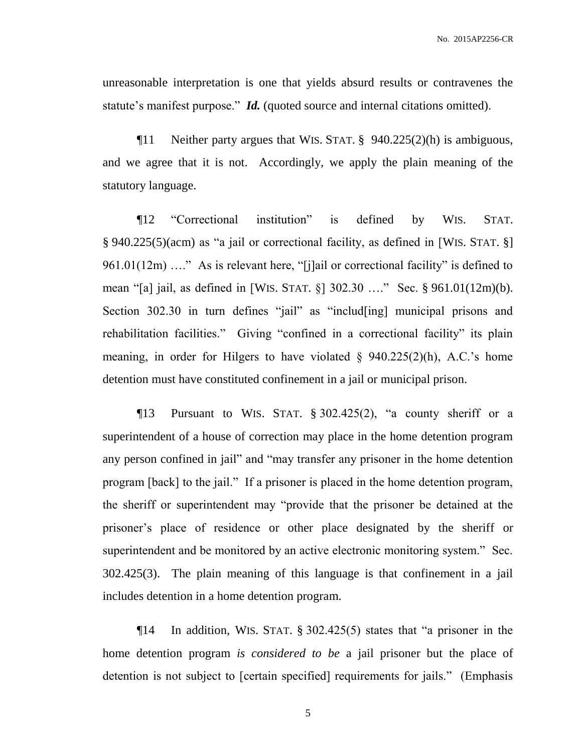unreasonable interpretation is one that yields absurd results or contravenes the statute's manifest purpose." ***Id.*** (quoted source and internal citations omitted).

¶11 Neither party argues that WIS. STAT. § 940.225(2)(h) is ambiguous, and we agree that it is not. Accordingly, we apply the plain meaning of the statutory language.

¶12 "Correctional institution" is defined by WIS. STAT. § 940.225(5)(acm) as "a jail or correctional facility, as defined in [WIS. STAT. §] 961.01(12m) …." As is relevant here, "[j]ail or correctional facility" is defined to mean "[a] jail, as defined in [WIS. STAT. §] 302.30 …." Sec. § 961.01(12m)(b). Section 302.30 in turn defines "jail" as "includ[ing] municipal prisons and rehabilitation facilities." Giving "confined in a correctional facility" its plain meaning, in order for Hilgers to have violated § 940.225(2)(h), A.C.'s home detention must have constituted confinement in a jail or municipal prison.

¶13 Pursuant to WIS. STAT. § 302.425(2), "a county sheriff or a superintendent of a house of correction may place in the home detention program any person confined in jail" and "may transfer any prisoner in the home detention program [back] to the jail." If a prisoner is placed in the home detention program, the sheriff or superintendent may "provide that the prisoner be detained at the prisoner's place of residence or other place designated by the sheriff or superintendent and be monitored by an active electronic monitoring system." Sec. 302.425(3). The plain meaning of this language is that confinement in a jail includes detention in a home detention program.

¶14 In addition, WIS. STAT. § 302.425(5) states that "a prisoner in the home detention program *is considered to be* a jail prisoner but the place of detention is not subject to [certain specified] requirements for jails." (Emphasis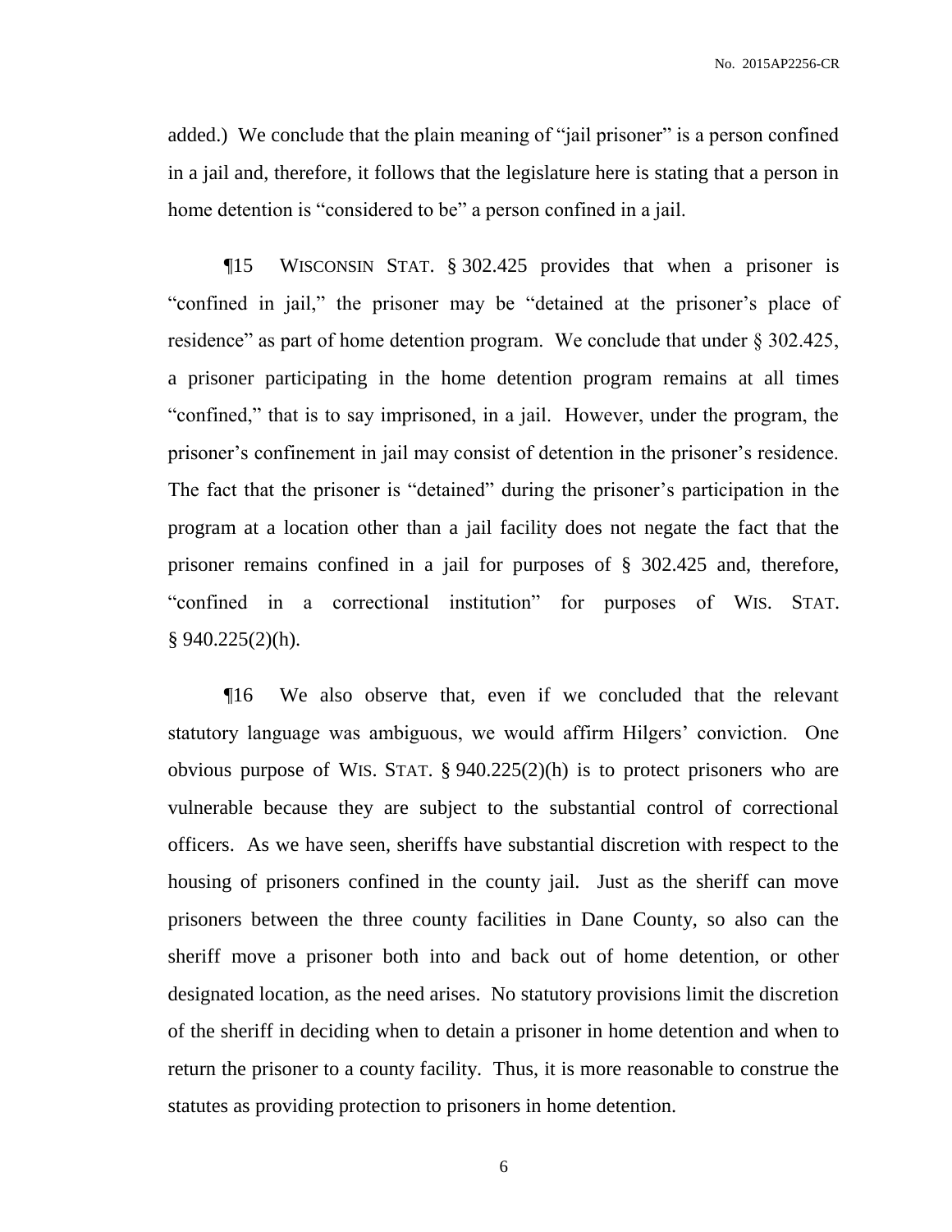added.) We conclude that the plain meaning of "jail prisoner" is a person confined in a jail and, therefore, it follows that the legislature here is stating that a person in home detention is "considered to be" a person confined in a jail.

¶15 WISCONSIN STAT. § 302.425 provides that when a prisoner is "confined in jail," the prisoner may be "detained at the prisoner's place of residence" as part of home detention program. We conclude that under § 302.425, a prisoner participating in the home detention program remains at all times "confined," that is to say imprisoned, in a jail. However, under the program, the prisoner's confinement in jail may consist of detention in the prisoner's residence. The fact that the prisoner is "detained" during the prisoner's participation in the program at a location other than a jail facility does not negate the fact that the prisoner remains confined in a jail for purposes of § 302.425 and, therefore, "confined in a correctional institution" for purposes of WIS. STAT. § 940.225(2)(h).

¶16 We also observe that, even if we concluded that the relevant statutory language was ambiguous, we would affirm Hilgers' conviction. One obvious purpose of WIS. STAT. § 940.225(2)(h) is to protect prisoners who are vulnerable because they are subject to the substantial control of correctional officers. As we have seen, sheriffs have substantial discretion with respect to the housing of prisoners confined in the county jail. Just as the sheriff can move prisoners between the three county facilities in Dane County, so also can the sheriff move a prisoner both into and back out of home detention, or other designated location, as the need arises. No statutory provisions limit the discretion of the sheriff in deciding when to detain a prisoner in home detention and when to return the prisoner to a county facility. Thus, it is more reasonable to construe the statutes as providing protection to prisoners in home detention.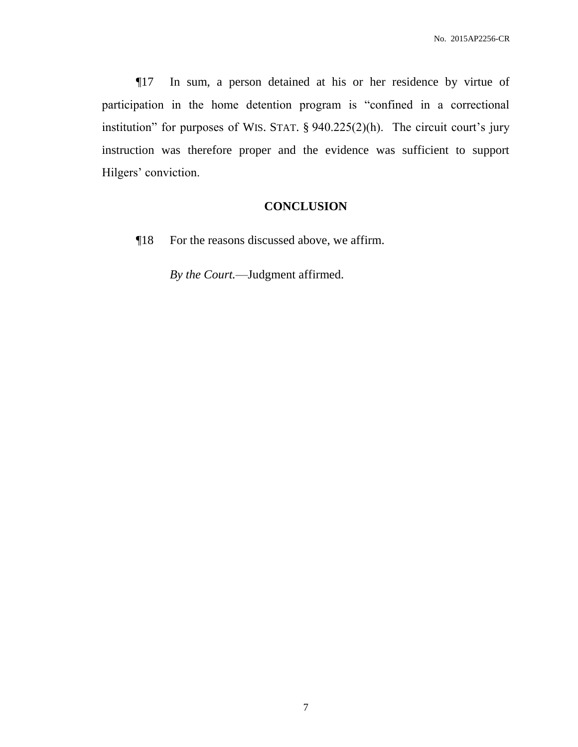¶17 In sum, a person detained at his or her residence by virtue of participation in the home detention program is "confined in a correctional institution" for purposes of WIS. STAT. § 940.225(2)(h). The circuit court's jury instruction was therefore proper and the evidence was sufficient to support Hilgers' conviction.

## CONCLUSION

¶18 For the reasons discussed above, we affirm.

*By the Court.*—Judgment affirmed.